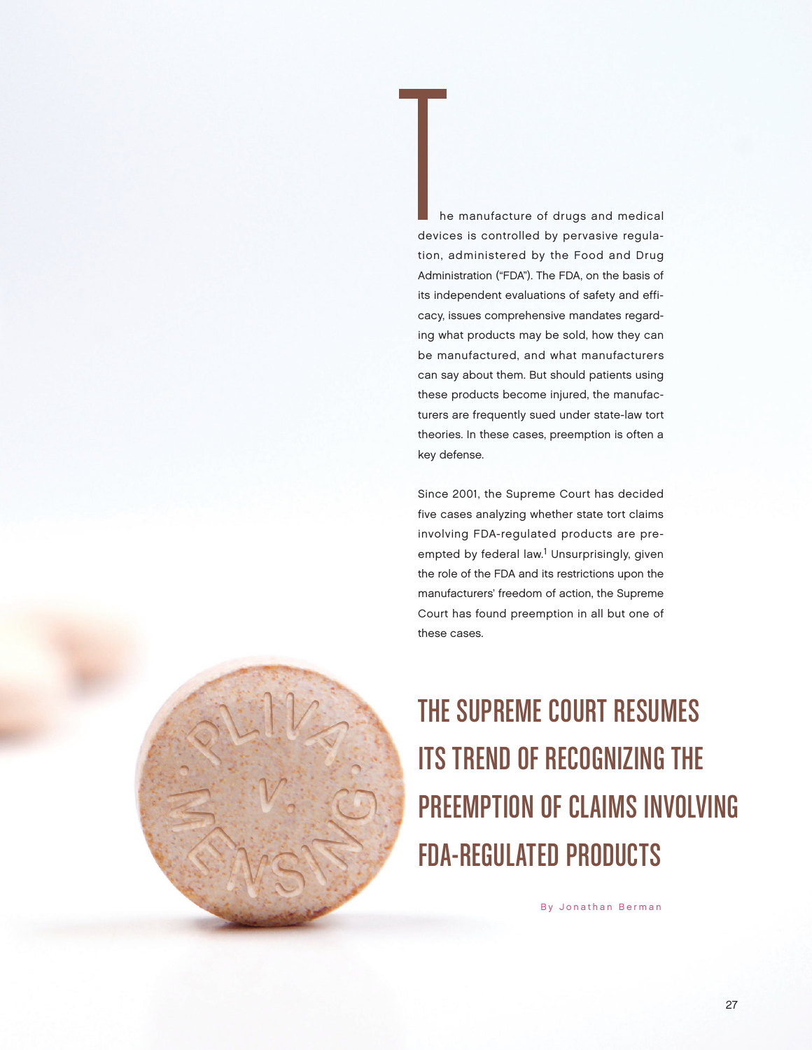# THE SUPREME COURT RESUMES ITS TREND OF RECOGNIZING THE PREEMPTION OF CLAIMS INVOLVING FDA-REGULATED PRODUCTS

By Jonathan Berman

The manufacture of drugs and medical devices is controlled by pervasive regulation, administered by the Food and Drug Administration ("FDA"). The FDA, on the basis of its independent evaluations of safety and efficacy, issues comprehensive mandates regarding what products may be sold, how they can be manufactured, and what manufacturers can say about them. But should patients using these products become injured, the manufacturers are frequently sued under state-law tort theories. In these cases, preemption is often a key defense.

Since 2001, the Supreme Court has decided five cases analyzing whether state tort claims involving FDA-regulated products are preempted by federal law.[1] Unsurprisingly, given the role of the FDA and its restrictions upon the manufacturers' freedom of action, the Supreme Court has found preemption in all but one of these cases.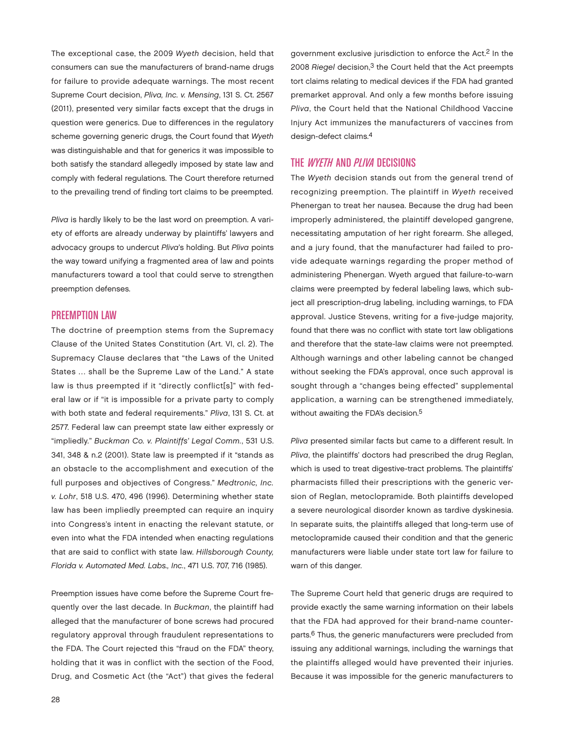The exceptional case, the 2009 *Wyeth* decision, held that consumers can sue the manufacturers of brand-name drugs for failure to provide adequate warnings. The most recent Supreme Court decision, *Pliva, Inc. v. Mensing*, 131 S. Ct. 2567 (2011), presented very similar facts except that the drugs in question were generics. Due to differences in the regulatory scheme governing generic drugs, the Court found that *Wyeth* was distinguishable and that for generics it was impossible to both satisfy the standard allegedly imposed by state law and comply with federal regulations. The Court therefore returned to the prevailing trend of finding tort claims to be preempted.

*Pliva* is hardly likely to be the last word on preemption. A variety of efforts are already underway by plaintiffs' lawyers and advocacy groups to undercut *Pliva*'s holding. But *Pliva* points the way toward unifying a fragmented area of law and points manufacturers toward a tool that could serve to strengthen preemption defenses.

## PREEMPTION LAW

The doctrine of preemption stems from the Supremacy Clause of the United States Constitution (Art. VI, cl. 2). The Supremacy Clause declares that "the Laws of the United States … shall be the Supreme Law of the Land." A state law is thus preempted if it "directly conflict[s]" with federal law or if "it is impossible for a private party to comply with both state and federal requirements." *Pliva*, 131 S. Ct. at 2577. Federal law can preempt state law either expressly or "impliedly." *Buckman Co. v. Plaintiffs' Legal Comm.*, 531 U.S. 341, 348 & n.2 (2001). State law is preempted if it "stands as an obstacle to the accomplishment and execution of the full purposes and objectives of Congress." *Medtronic, Inc. v. Lohr*, 518 U.S. 470, 496 (1996). Determining whether state law has been impliedly preempted can require an inquiry into Congress's intent in enacting the relevant statute, or even into what the FDA intended when enacting regulations that are said to conflict with state law. *Hillsborough County, Florida v. Automated Med. Labs., Inc.*, 471 U.S. 707, 716 (1985).

Preemption issues have come before the Supreme Court frequently over the last decade. In *Buckman*, the plaintiff had alleged that the manufacturer of bone screws had procured regulatory approval through fraudulent representations to the FDA. The Court rejected this "fraud on the FDA" theory, holding that it was in conflict with the section of the Food, Drug, and Cosmetic Act (the "Act") that gives the federal government exclusive jurisdiction to enforce the Act.[2] In the 2008 *Riegel* decision,[3] the Court held that the Act preempts tort claims relating to medical devices if the FDA had granted premarket approval. And only a few months before issuing *Pliva*, the Court held that the National Childhood Vaccine Injury Act immunizes the manufacturers of vaccines from design-defect claims.[4]

## THE *WYETH* AND *PLIVA* DECISIONS

The *Wyeth* decision stands out from the general trend of recognizing preemption. The plaintiff in *Wyeth* received Phenergan to treat her nausea. Because the drug had been improperly administered, the plaintiff developed gangrene, necessitating amputation of her right forearm. She alleged, and a jury found, that the manufacturer had failed to provide adequate warnings regarding the proper method of administering Phenergan. Wyeth argued that failure-to-warn claims were preempted by federal labeling laws, which subject all prescription-drug labeling, including warnings, to FDA approval. Justice Stevens, writing for a five-judge majority, found that there was no conflict with state tort law obligations and therefore that the state-law claims were not preempted. Although warnings and other labeling cannot be changed without seeking the FDA's approval, once such approval is sought through a "changes being effected" supplemental application, a warning can be strengthened immediately, without awaiting the FDA's decision.[5]

*Pliva* presented similar facts but came to a different result. In *Pliva*, the plaintiffs' doctors had prescribed the drug Reglan, which is used to treat digestive-tract problems. The plaintiffs' pharmacists filled their prescriptions with the generic version of Reglan, metoclopramide. Both plaintiffs developed a severe neurological disorder known as tardive dyskinesia. In separate suits, the plaintiffs alleged that long-term use of metoclopramide caused their condition and that the generic manufacturers were liable under state tort law for failure to warn of this danger.

The Supreme Court held that generic drugs are required to provide exactly the same warning information on their labels that the FDA had approved for their brand-name counterparts.[6] Thus, the generic manufacturers were precluded from issuing any additional warnings, including the warnings that the plaintiffs alleged would have prevented their injuries. Because it was impossible for the generic manufacturers to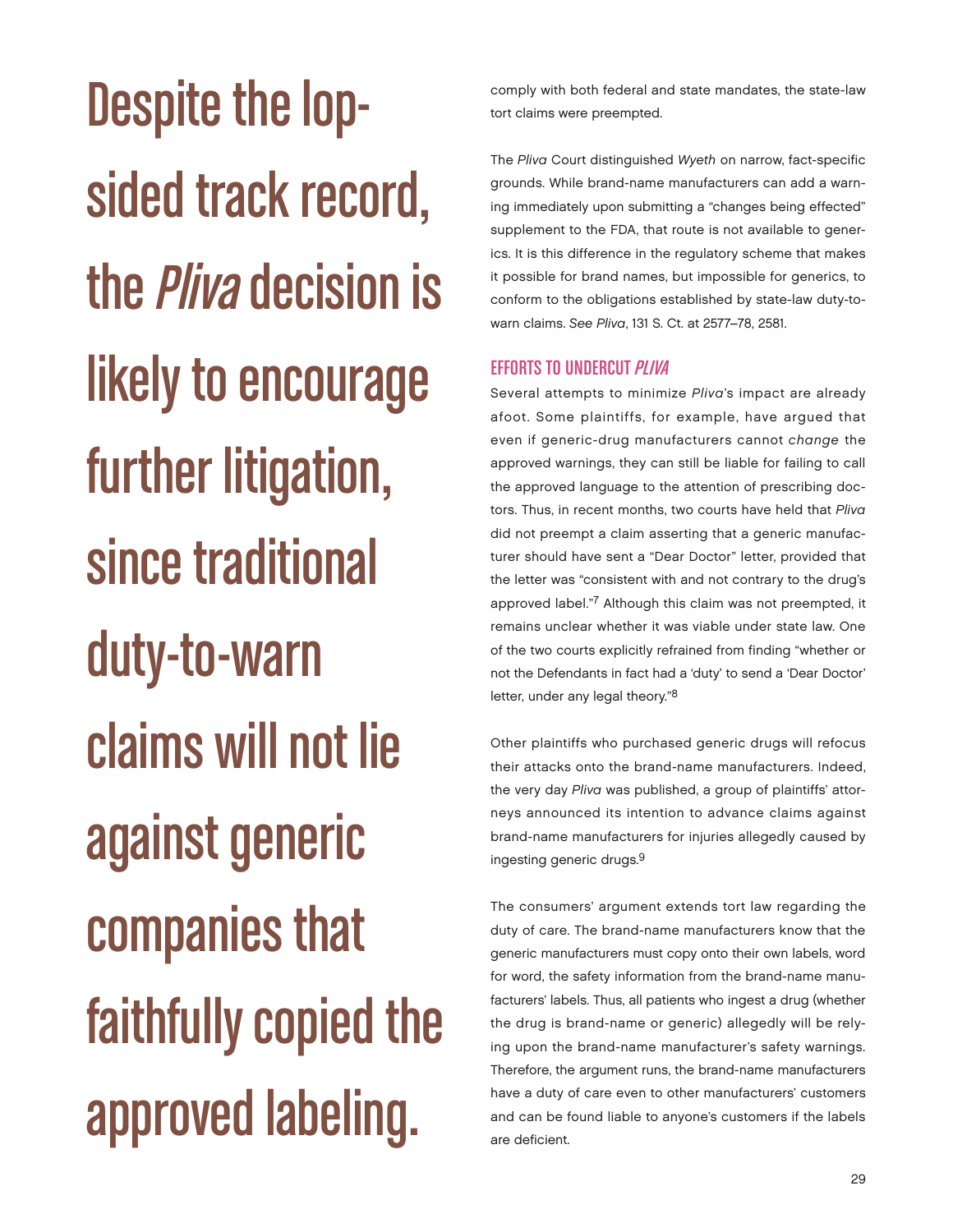**Despite the lop-sided track record, the *Pliva* decision is likely to encourage further litigation, since traditional duty-to-warn claims will not lie against generic companies that faithfully copied the approved labeling.**

comply with both federal and state mandates, the state-law tort claims were preempted.

The *Pliva* Court distinguished *Wyeth* on narrow, fact-specific grounds. While brand-name manufacturers can add a warning immediately upon submitting a "changes being effected" supplement to the FDA, that route is not available to generics. It is this difference in the regulatory scheme that makes it possible for brand names, but impossible for generics, to conform to the obligations established by state-law duty-to-warn claims. *See Pliva*, 131 S. Ct. at 2577–78, 2581.

### EFFORTS TO UNDERCUT *PLIVA*

Several attempts to minimize *Pliva*'s impact are already afoot. Some plaintiffs, for example, have argued that even if generic-drug manufacturers cannot *change* the approved warnings, they can still be liable for failing to call the approved language to the attention of prescribing doctors. Thus, in recent months, two courts have held that *Pliva* did not preempt a claim asserting that a generic manufacturer should have sent a "Dear Doctor" letter, provided that the letter was "consistent with and not contrary to the drug's approved label."[7] Although this claim was not preempted, it remains unclear whether it was viable under state law. One of the two courts explicitly refrained from finding "whether or not the Defendants in fact had a 'duty' to send a 'Dear Doctor' letter, under any legal theory."[8]

Other plaintiffs who purchased generic drugs will refocus their attacks onto the brand-name manufacturers. Indeed, the very day *Pliva* was published, a group of plaintiffs' attorneys announced its intention to advance claims against brand-name manufacturers for injuries allegedly caused by ingesting generic drugs.[9]

The consumers' argument extends tort law regarding the duty of care. The brand-name manufacturers know that the generic manufacturers must copy onto their own labels, word for word, the safety information from the brand-name manufacturers' labels. Thus, all patients who ingest a drug (whether the drug is brand-name or generic) allegedly will be relying upon the brand-name manufacturer's safety warnings. Therefore, the argument runs, the brand-name manufacturers have a duty of care even to other manufacturers' customers and can be found liable to anyone's customers if the labels are deficient.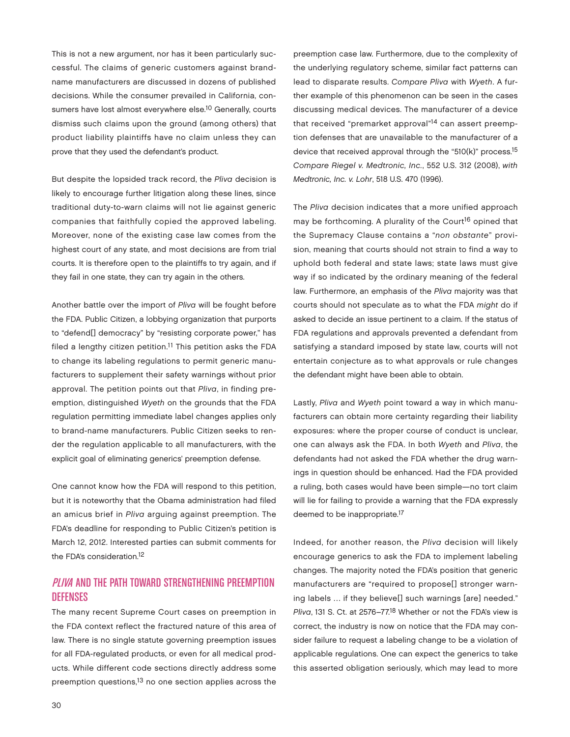This is not a new argument, nor has it been particularly successful. The claims of generic customers against brand-name manufacturers are discussed in dozens of published decisions. While the consumer prevailed in California, consumers have lost almost everywhere else.[10] Generally, courts dismiss such claims upon the ground (among others) that product liability plaintiffs have no claim unless they can prove that they used the defendant's product.

But despite the lopsided track record, the *Pliva* decision is likely to encourage further litigation along these lines, since traditional duty-to-warn claims will not lie against generic companies that faithfully copied the approved labeling. Moreover, none of the existing case law comes from the highest court of any state, and most decisions are from trial courts. It is therefore open to the plaintiffs to try again, and if they fail in one state, they can try again in the others.

Another battle over the import of *Pliva* will be fought before the FDA. Public Citizen, a lobbying organization that purports to "defend[] democracy" by "resisting corporate power," has filed a lengthy citizen petition.[11] This petition asks the FDA to change its labeling regulations to permit generic manufacturers to supplement their safety warnings without prior approval. The petition points out that *Pliva*, in finding preemption, distinguished *Wyeth* on the grounds that the FDA regulation permitting immediate label changes applies only to brand-name manufacturers. Public Citizen seeks to render the regulation applicable to all manufacturers, with the explicit goal of eliminating generics' preemption defense.

One cannot know how the FDA will respond to this petition, but it is noteworthy that the Obama administration had filed an amicus brief in *Pliva* arguing against preemption. The FDA's deadline for responding to Public Citizen's petition is March 12, 2012. Interested parties can submit comments for the FDA's consideration.[12]

## *PLIVA* AND THE PATH TOWARD STRENGTHENING PREEMPTION DEFENSES

The many recent Supreme Court cases on preemption in the FDA context reflect the fractured nature of this area of law. There is no single statute governing preemption issues for all FDA-regulated products, or even for all medical products. While different code sections directly address some preemption questions,[13] no one section applies across the preemption case law. Furthermore, due to the complexity of the underlying regulatory scheme, similar fact patterns can lead to disparate results. *Compare Pliva* with *Wyeth*. A further example of this phenomenon can be seen in the cases discussing medical devices. The manufacturer of a device that received "premarket approval"[14] can assert preemption defenses that are unavailable to the manufacturer of a device that received approval through the "510(k)" process.[15] *Compare Riegel v. Medtronic, Inc.*, 552 U.S. 312 (2008), *with Medtronic, Inc. v. Lohr*, 518 U.S. 470 (1996).

The *Pliva* decision indicates that a more unified approach may be forthcoming. A plurality of the Court[16] opined that the Supremacy Clause contains a "*non obstante*" provision, meaning that courts should not strain to find a way to uphold both federal and state laws; state laws must give way if so indicated by the ordinary meaning of the federal law. Furthermore, an emphasis of the *Pliva* majority was that courts should not speculate as to what the FDA *might* do if asked to decide an issue pertinent to a claim. If the status of FDA regulations and approvals prevented a defendant from satisfying a standard imposed by state law, courts will not entertain conjecture as to what approvals or rule changes the defendant might have been able to obtain.

Lastly, *Pliva* and *Wyeth* point toward a way in which manufacturers can obtain more certainty regarding their liability exposures: where the proper course of conduct is unclear, one can always ask the FDA. In both *Wyeth* and *Pliva*, the defendants had not asked the FDA whether the drug warnings in question should be enhanced. Had the FDA provided a ruling, both cases would have been simple—no tort claim will lie for failing to provide a warning that the FDA expressly deemed to be inappropriate.[17]

Indeed, for another reason, the *Pliva* decision will likely encourage generics to ask the FDA to implement labeling changes. The majority noted the FDA's position that generic manufacturers are "required to propose[] stronger warning labels … if they believe[] such warnings [are] needed." *Pliva*, 131 S. Ct. at 2576–77.[18] Whether or not the FDA's view is correct, the industry is now on notice that the FDA may consider failure to request a labeling change to be a violation of applicable regulations. One can expect the generics to take this asserted obligation seriously, which may lead to more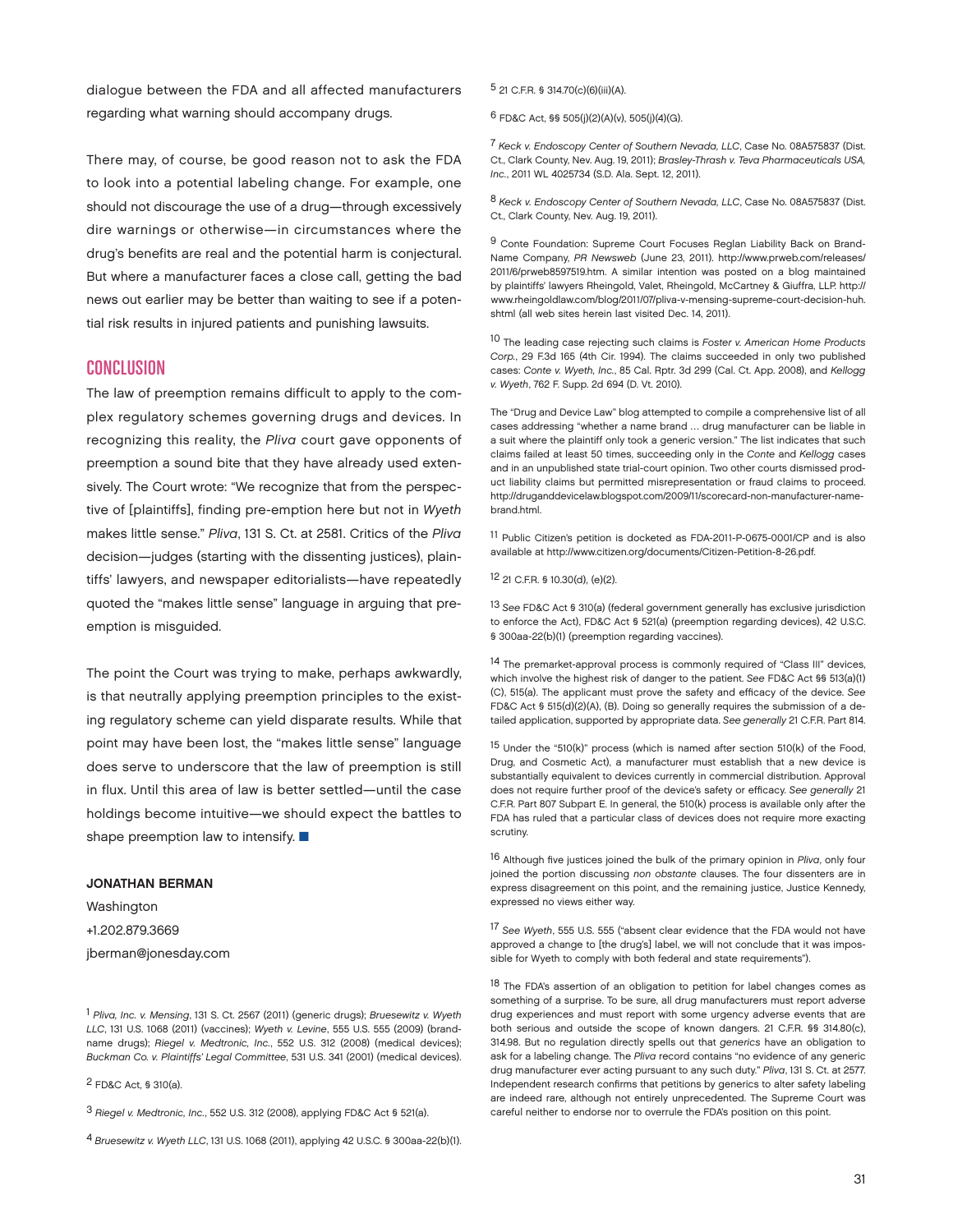dialogue between the FDA and all affected manufacturers regarding what warning should accompany drugs.

There may, of course, be good reason not to ask the FDA to look into a potential labeling change. For example, one should not discourage the use of a drug—through excessively dire warnings or otherwise—in circumstances where the drug's benefits are real and the potential harm is conjectural. But where a manufacturer faces a close call, getting the bad news out earlier may be better than waiting to see if a potential risk results in injured patients and punishing lawsuits.

## CONCLUSION

The law of preemption remains difficult to apply to the complex regulatory schemes governing drugs and devices. In recognizing this reality, the *Pliva* court gave opponents of preemption a sound bite that they have already used extensively. The Court wrote: "We recognize that from the perspective of [plaintiffs], finding pre-emption here but not in *Wyeth* makes little sense." *Pliva*, 131 S. Ct. at 2581. Critics of the *Pliva* decision—judges (starting with the dissenting justices), plaintiffs' lawyers, and newspaper editorialists—have repeatedly quoted the "makes little sense" language in arguing that preemption is misguided.

The point the Court was trying to make, perhaps awkwardly, is that neutrally applying preemption principles to the existing regulatory scheme can yield disparate results. While that point may have been lost, the "makes little sense" language does serve to underscore that the law of preemption is still in flux. Until this area of law is better settled—until the case holdings become intuitive—we should expect the battles to shape preemption law to intensify. ■

**JONATHAN BERMAN**
Washington
+1.202.879.3669
jberman@jonesday.com

[1] *Pliva, Inc. v. Mensing*, 131 S. Ct. 2567 (2011) (generic drugs); *Bruesewitz v. Wyeth LLC*, 131 U.S. 1068 (2011) (vaccines); *Wyeth v. Levine*, 555 U.S. 555 (2009) (brand-name drugs); *Riegel v. Medtronic, Inc.*, 552 U.S. 312 (2008) (medical devices); *Buckman Co. v. Plaintiffs' Legal Committee*, 531 U.S. 341 (2001) (medical devices).

[2] FD&C Act, § 310(a).

[3] *Riegel v. Medtronic, Inc.*, 552 U.S. 312 (2008), applying FD&C Act § 521(a).

[4] *Bruesewitz v. Wyeth LLC*, 131 U.S. 1068 (2011), applying 42 U.S.C. § 300aa-22(b)(1).

[5] 21 C.F.R. § 314.70(c)(6)(iii)(A).

[6] FD&C Act, §§ 505(j)(2)(A)(v), 505(j)(4)(G).

[7] *Keck v. Endoscopy Center of Southern Nevada, LLC*, Case No. 08A575837 (Dist. Ct., Clark County, Nev. Aug. 19, 2011); *Brasley-Thrash v. Teva Pharmaceuticals USA, Inc.*, 2011 WL 4025734 (S.D. Ala. Sept. 12, 2011).

[8] *Keck v. Endoscopy Center of Southern Nevada, LLC*, Case No. 08A575837 (Dist. Ct., Clark County, Nev. Aug. 19, 2011).

[9] Conte Foundation: Supreme Court Focuses Reglan Liability Back on Brand-Name Company, *PR Newsweb* (June 23, 2011). http://www.prweb.com/releases/2011/6/prweb8597519.htm. A similar intention was posted on a blog maintained by plaintiffs' lawyers Rheingold, Valet, Rheingold, McCartney & Giuffra, LLP. http://www.rheingoldlaw.com/blog/2011/07/pliva-v-mensing-supreme-court-decision-huh.shtml (all web sites herein last visited Dec. 14, 2011).

[10] The leading case rejecting such claims is *Foster v. American Home Products Corp.*, 29 F.3d 165 (4th Cir. 1994). The claims succeeded in only two published cases: *Conte v. Wyeth, Inc.*, 85 Cal. Rptr. 3d 299 (Cal. Ct. App. 2008), and *Kellogg v. Wyeth*, 762 F. Supp. 2d 694 (D. Vt. 2010).

The "Drug and Device Law" blog attempted to compile a comprehensive list of all cases addressing "whether a name brand … drug manufacturer can be liable in a suit where the plaintiff only took a generic version." The list indicates that such claims failed at least 50 times, succeeding only in the *Conte* and *Kellogg* cases and in an unpublished state trial-court opinion. Two other courts dismissed product liability claims but permitted misrepresentation or fraud claims to proceed. http://druganddevicelaw.blogspot.com/2009/11/scorecard-non-manufacturer-name-brand.html.

[11] Public Citizen's petition is docketed as FDA-2011-P-0675-0001/CP and is also available at http://www.citizen.org/documents/Citizen-Petition-8-26.pdf.

[12] 21 C.F.R. § 10.30(d), (e)(2).

[13] *See* FD&C Act § 310(a) (federal government generally has exclusive jurisdiction to enforce the Act), FD&C Act § 521(a) (preemption regarding devices), 42 U.S.C. § 300aa-22(b)(1) (preemption regarding vaccines).

[14] The premarket-approval process is commonly required of "Class III" devices, which involve the highest risk of danger to the patient. *See* FD&C Act §§ 513(a)(1)(C), 515(a). The applicant must prove the safety and efficacy of the device. *See* FD&C Act § 515(d)(2)(A), (B). Doing so generally requires the submission of a detailed application, supported by appropriate data. *See generally* 21 C.F.R. Part 814.

[15] Under the "510(k)" process (which is named after section 510(k) of the Food, Drug, and Cosmetic Act), a manufacturer must establish that a new device is substantially equivalent to devices currently in commercial distribution. Approval does not require further proof of the device's safety or efficacy. *See generally* 21 C.F.R. Part 807 Subpart E. In general, the 510(k) process is available only after the FDA has ruled that a particular class of devices does not require more exacting scrutiny.

[16] Although five justices joined the bulk of the primary opinion in *Pliva*, only four joined the portion discussing *non obstante* clauses. The four dissenters are in express disagreement on this point, and the remaining justice, Justice Kennedy, expressed no views either way.

[17] *See Wyeth*, 555 U.S. 555 ("absent clear evidence that the FDA would not have approved a change to [the drug's] label, we will not conclude that it was impossible for Wyeth to comply with both federal and state requirements").

[18] The FDA's assertion of an obligation to petition for label changes comes as something of a surprise. To be sure, all drug manufacturers must report adverse drug experiences and must report with some urgency adverse events that are both serious and outside the scope of known dangers. 21 C.F.R. §§ 314.80(c), 314.98. But no regulation directly spells out that *generics* have an obligation to ask for a labeling change. The *Pliva* record contains "no evidence of any generic drug manufacturer ever acting pursuant to any such duty." *Pliva*, 131 S. Ct. at 2577. Independent research confirms that petitions by generics to alter safety labeling are indeed rare, although not entirely unprecedented. The Supreme Court was careful neither to endorse nor to overrule the FDA's position on this point.